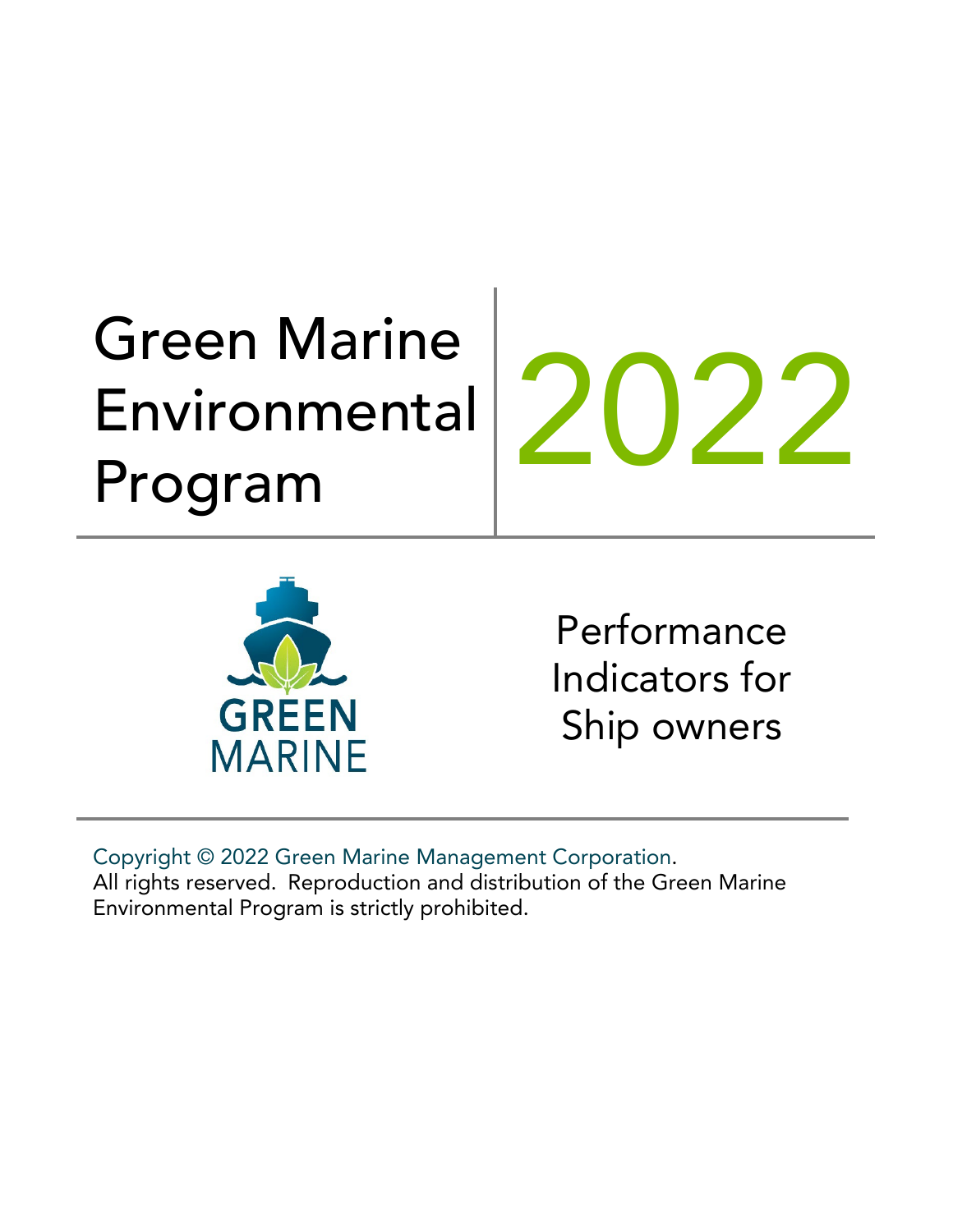# Green Marine Environmental Program 2022

GREEN MARINE

## Performance Indicators for Ship owners

Copyright © 2022 Green Marine Management Corporation.
All rights reserved. Reproduction and distribution of the Green Marine Environmental Program is strictly prohibited.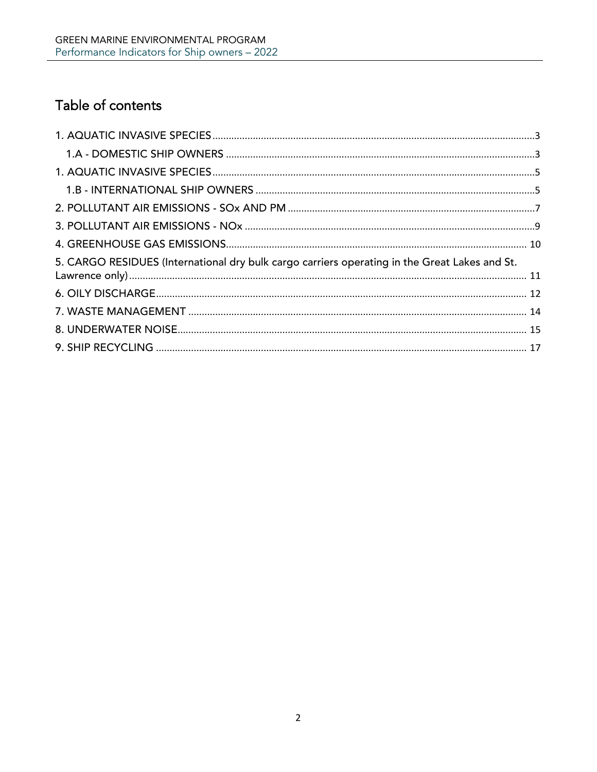# Table of contents

1. AQUATIC INVASIVE SPECIES ........ 3
   1.A - DOMESTIC SHIP OWNERS ........ 3
1. AQUATIC INVASIVE SPECIES ........ 5
   1.B - INTERNATIONAL SHIP OWNERS ........ 5
2. POLLUTANT AIR EMISSIONS - SOx AND PM ........ 7
3. POLLUTANT AIR EMISSIONS - NOx ........ 9
4. GREENHOUSE GAS EMISSIONS ........ 10
5. CARGO RESIDUES (International dry bulk cargo carriers operating in the Great Lakes and St. Lawrence only) ........ 11
6. OILY DISCHARGE ........ 12
7. WASTE MANAGEMENT ........ 14
8. UNDERWATER NOISE ........ 15
9. SHIP RECYCLING ........ 17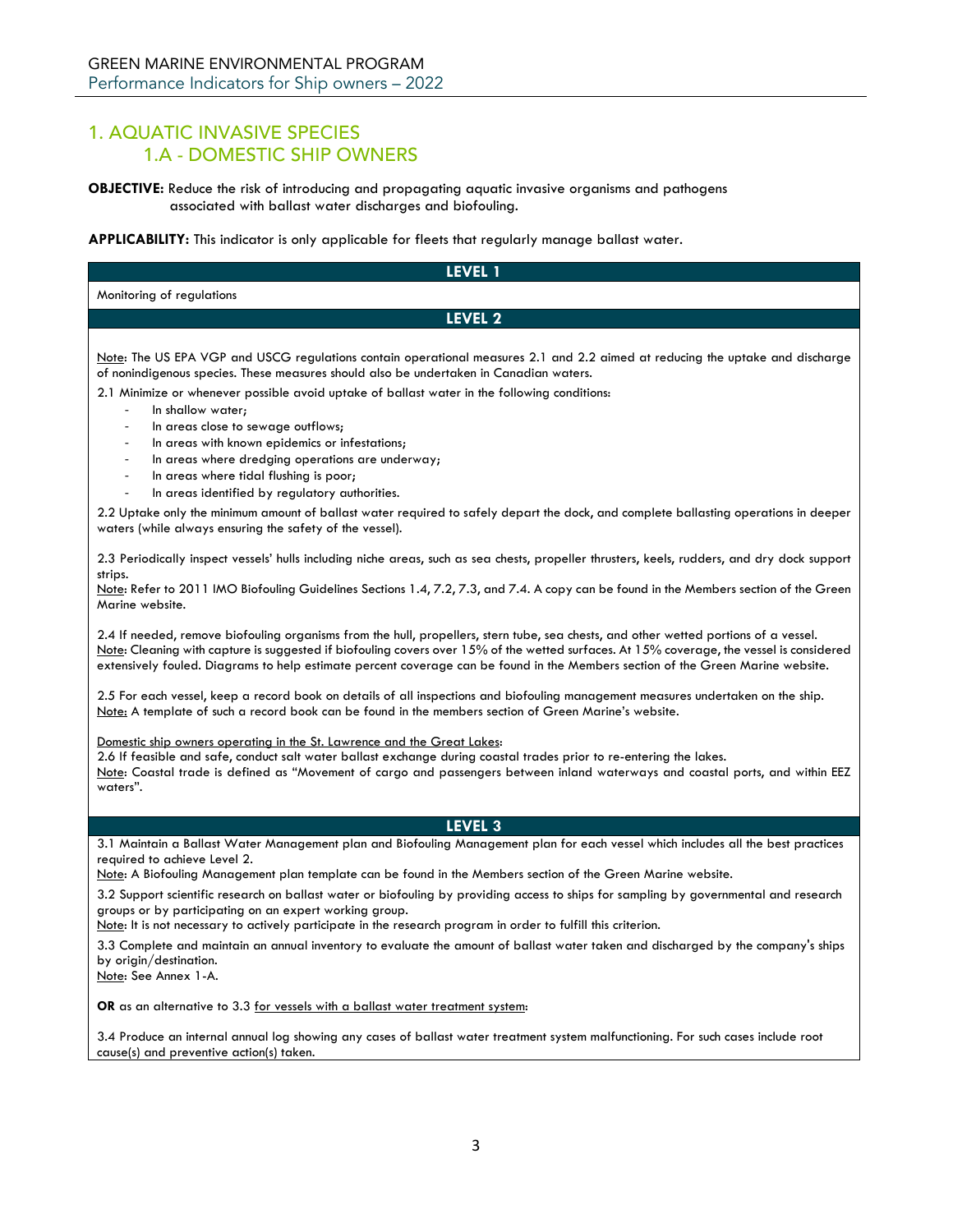# 1. AQUATIC INVASIVE SPECIES

## 1.A - DOMESTIC SHIP OWNERS

**OBJECTIVE:** Reduce the risk of introducing and propagating aquatic invasive organisms and pathogens associated with ballast water discharges and biofouling.

**APPLICABILITY:** This indicator is only applicable for fleets that regularly manage ballast water.

### LEVEL 1

Monitoring of regulations

### LEVEL 2

Note: The US EPA VGP and USCG regulations contain operational measures 2.1 and 2.2 aimed at reducing the uptake and discharge of nonindigenous species. These measures should also be undertaken in Canadian waters.

2.1 Minimize or whenever possible avoid uptake of ballast water in the following conditions:

- In shallow water;
- In areas close to sewage outflows;
- In areas with known epidemics or infestations;
- In areas where dredging operations are underway;
- In areas where tidal flushing is poor;
- In areas identified by regulatory authorities.

2.2 Uptake only the minimum amount of ballast water required to safely depart the dock, and complete ballasting operations in deeper waters (while always ensuring the safety of the vessel).

2.3 Periodically inspect vessels' hulls including niche areas, such as sea chests, propeller thrusters, keels, rudders, and dry dock support strips.
Note: Refer to 2011 IMO Biofouling Guidelines Sections 1.4, 7.2, 7.3, and 7.4. A copy can be found in the Members section of the Green Marine website.

2.4 If needed, remove biofouling organisms from the hull, propellers, stern tube, sea chests, and other wetted portions of a vessel.
Note: Cleaning with capture is suggested if biofouling covers over 15% of the wetted surfaces. At 15% coverage, the vessel is considered extensively fouled. Diagrams to help estimate percent coverage can be found in the Members section of the Green Marine website.

2.5 For each vessel, keep a record book on details of all inspections and biofouling management measures undertaken on the ship.
Note: A template of such a record book can be found in the members section of Green Marine's website.

Domestic ship owners operating in the St. Lawrence and the Great Lakes:
2.6 If feasible and safe, conduct salt water ballast exchange during coastal trades prior to re-entering the lakes.
Note: Coastal trade is defined as "Movement of cargo and passengers between inland waterways and coastal ports, and within EEZ waters".

### LEVEL 3

3.1 Maintain a Ballast Water Management plan and Biofouling Management plan for each vessel which includes all the best practices required to achieve Level 2.
Note: A Biofouling Management plan template can be found in the Members section of the Green Marine website.

3.2 Support scientific research on ballast water or biofouling by providing access to ships for sampling by governmental and research groups or by participating on an expert working group.
Note: It is not necessary to actively participate in the research program in order to fulfill this criterion.

3.3 Complete and maintain an annual inventory to evaluate the amount of ballast water taken and discharged by the company's ships by origin/destination.
Note: See Annex 1-A.

**OR** as an alternative to 3.3 for vessels with a ballast water treatment system:

3.4 Produce an internal annual log showing any cases of ballast water treatment system malfunctioning. For such cases include root cause(s) and preventive action(s) taken.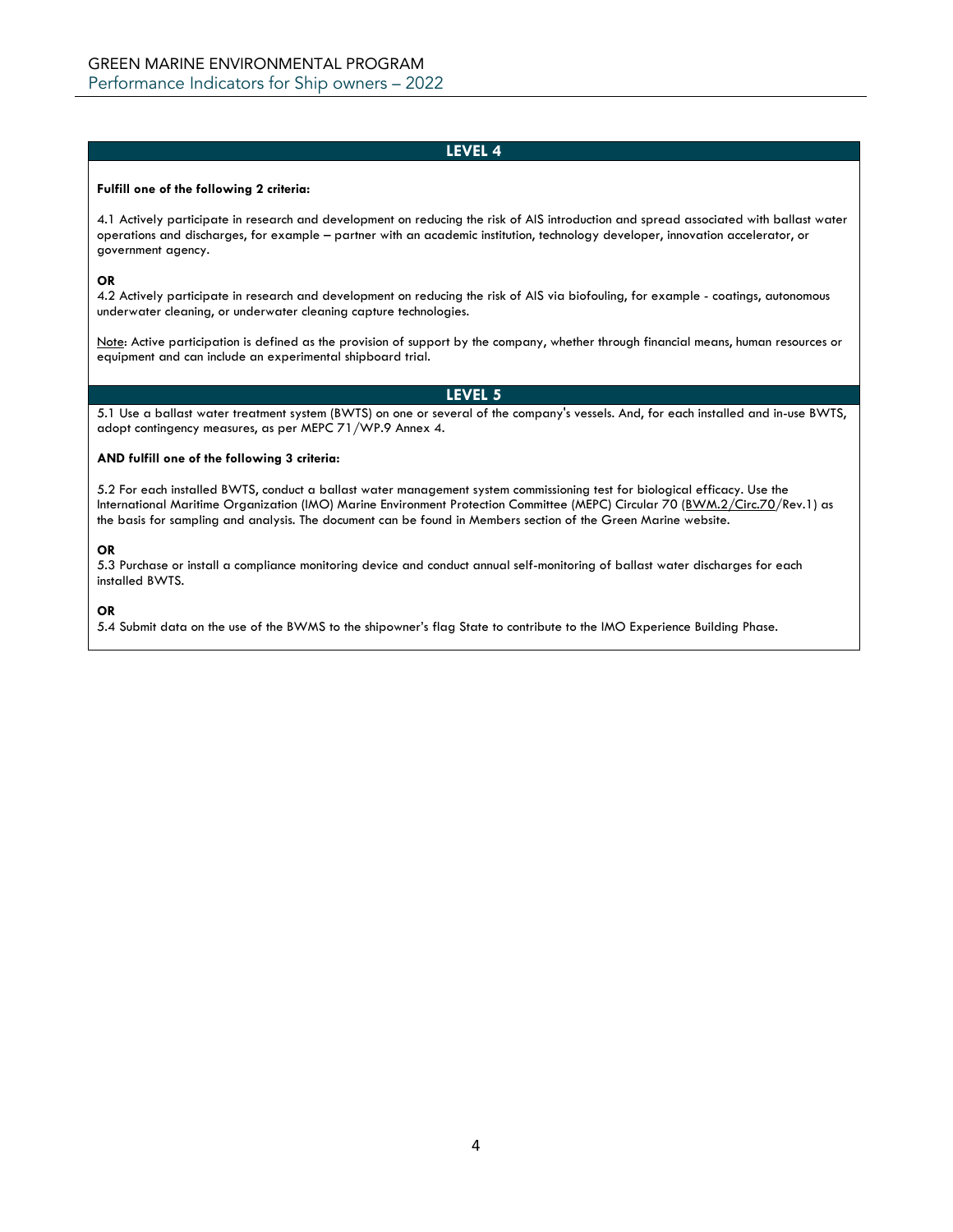## LEVEL 4

**Fulfill one of the following 2 criteria:**

4.1 Actively participate in research and development on reducing the risk of AIS introduction and spread associated with ballast water operations and discharges, for example – partner with an academic institution, technology developer, innovation accelerator, or government agency.

**OR**

4.2 Actively participate in research and development on reducing the risk of AIS via biofouling, for example - coatings, autonomous underwater cleaning, or underwater cleaning capture technologies.

Note: Active participation is defined as the provision of support by the company, whether through financial means, human resources or equipment and can include an experimental shipboard trial.

## LEVEL 5

5.1 Use a ballast water treatment system (BWTS) on one or several of the company's vessels. And, for each installed and in-use BWTS, adopt contingency measures, as per MEPC 71/WP.9 Annex 4.

**AND fulfill one of the following 3 criteria:**

5.2 For each installed BWTS, conduct a ballast water management system commissioning test for biological efficacy. Use the International Maritime Organization (IMO) Marine Environment Protection Committee (MEPC) Circular 70 (BWM.2/Circ.70/Rev.1) as the basis for sampling and analysis. The document can be found in Members section of the Green Marine website.

**OR**

5.3 Purchase or install a compliance monitoring device and conduct annual self-monitoring of ballast water discharges for each installed BWTS.

**OR**

5.4 Submit data on the use of the BWMS to the shipowner's flag State to contribute to the IMO Experience Building Phase.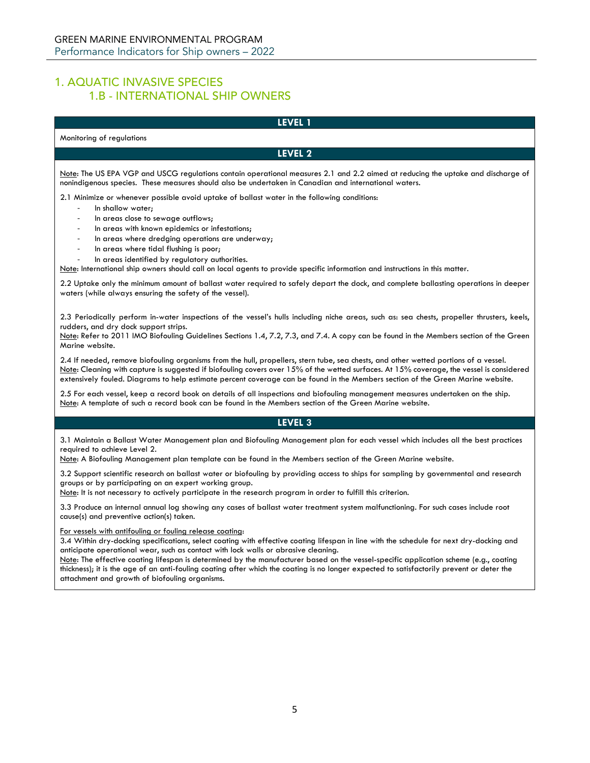# 1. AQUATIC INVASIVE SPECIES

## 1.B - INTERNATIONAL SHIP OWNERS

### LEVEL 1

Monitoring of regulations

### LEVEL 2

Note: The US EPA VGP and USCG regulations contain operational measures 2.1 and 2.2 aimed at reducing the uptake and discharge of nonindigenous species. These measures should also be undertaken in Canadian and international waters.

2.1 Minimize or whenever possible avoid uptake of ballast water in the following conditions:

- In shallow water;
- In areas close to sewage outflows;
- In areas with known epidemics or infestations;
- In areas where dredging operations are underway;
- In areas where tidal flushing is poor;
- In areas identified by regulatory authorities.

Note: International ship owners should call on local agents to provide specific information and instructions in this matter.

2.2 Uptake only the minimum amount of ballast water required to safely depart the dock, and complete ballasting operations in deeper waters (while always ensuring the safety of the vessel).

2.3 Periodically perform in-water inspections of the vessel's hulls including niche areas, such as: sea chests, propeller thrusters, keels, rudders, and dry dock support strips.
Note: Refer to 2011 IMO Biofouling Guidelines Sections 1.4, 7.2, 7.3, and 7.4. A copy can be found in the Members section of the Green Marine website.

2.4 If needed, remove biofouling organisms from the hull, propellers, stern tube, sea chests, and other wetted portions of a vessel.
Note: Cleaning with capture is suggested if biofouling covers over 15% of the wetted surfaces. At 15% coverage, the vessel is considered extensively fouled. Diagrams to help estimate percent coverage can be found in the Members section of the Green Marine website.

2.5 For each vessel, keep a record book on details of all inspections and biofouling management measures undertaken on the ship.
Note: A template of such a record book can be found in the Members section of the Green Marine website.

### LEVEL 3

3.1 Maintain a Ballast Water Management plan and Biofouling Management plan for each vessel which includes all the best practices required to achieve Level 2.
Note: A Biofouling Management plan template can be found in the Members section of the Green Marine website.

3.2 Support scientific research on ballast water or biofouling by providing access to ships for sampling by governmental and research groups or by participating on an expert working group.
Note: It is not necessary to actively participate in the research program in order to fulfill this criterion.

3.3 Produce an internal annual log showing any cases of ballast water treatment system malfunctioning. For such cases include root cause(s) and preventive action(s) taken.

For vessels with antifouling or fouling release coating:
3.4 Within dry-docking specifications, select coating with effective coating lifespan in line with the schedule for next dry-docking and anticipate operational wear, such as contact with lock walls or abrasive cleaning.
Note: The effective coating lifespan is determined by the manufacturer based on the vessel-specific application scheme (e.g., coating thickness); it is the age of an anti-fouling coating after which the coating is no longer expected to satisfactorily prevent or deter the attachment and growth of biofouling organisms.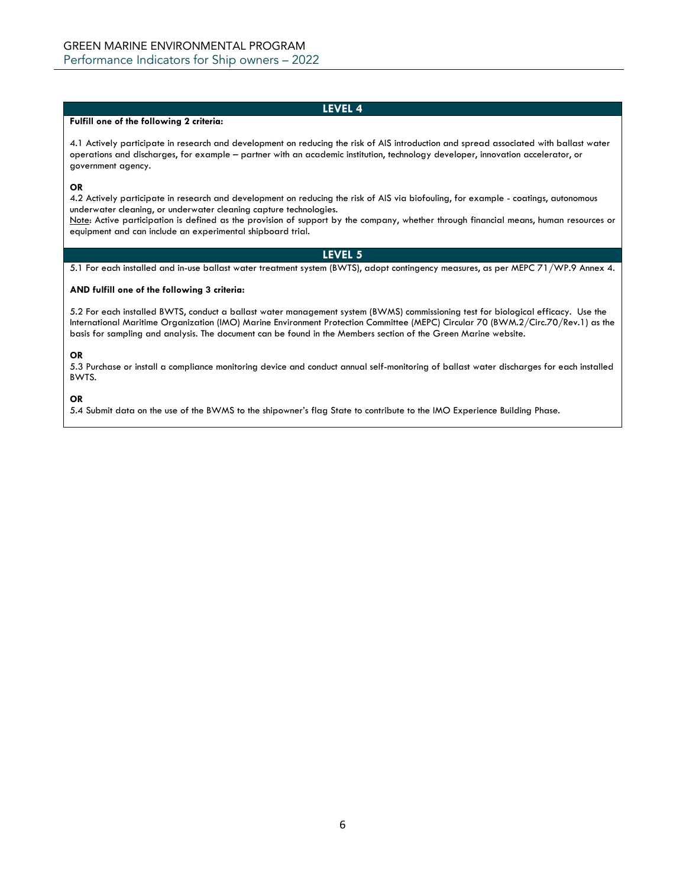## LEVEL 4

**Fulfill one of the following 2 criteria:**

4.1 Actively participate in research and development on reducing the risk of AIS introduction and spread associated with ballast water operations and discharges, for example – partner with an academic institution, technology developer, innovation accelerator, or government agency.

**OR**

4.2 Actively participate in research and development on reducing the risk of AIS via biofouling, for example - coatings, autonomous underwater cleaning, or underwater cleaning capture technologies.

Note: Active participation is defined as the provision of support by the company, whether through financial means, human resources or equipment and can include an experimental shipboard trial.

## LEVEL 5

5.1 For each installed and in-use ballast water treatment system (BWTS), adopt contingency measures, as per MEPC 71/WP.9 Annex 4.

**AND fulfill one of the following 3 criteria:**

5.2 For each installed BWTS, conduct a ballast water management system (BWMS) commissioning test for biological efficacy. Use the International Maritime Organization (IMO) Marine Environment Protection Committee (MEPC) Circular 70 (BWM.2/Circ.70/Rev.1) as the basis for sampling and analysis. The document can be found in the Members section of the Green Marine website.

**OR**

5.3 Purchase or install a compliance monitoring device and conduct annual self-monitoring of ballast water discharges for each installed BWTS.

**OR**

5.4 Submit data on the use of the BWMS to the shipowner's flag State to contribute to the IMO Experience Building Phase.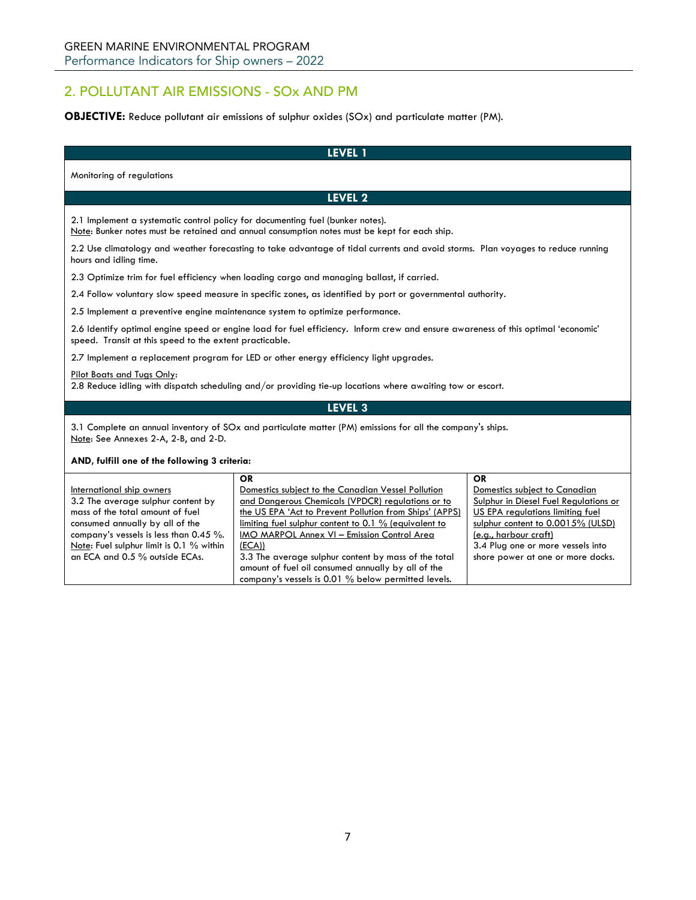## 2. POLLUTANT AIR EMISSIONS - SOx AND PM

**OBJECTIVE:** Reduce pollutant air emissions of sulphur oxides (SOx) and particulate matter (PM).

### LEVEL 1

Monitoring of regulations

### LEVEL 2

2.1 Implement a systematic control policy for documenting fuel (bunker notes).
Note: Bunker notes must be retained and annual consumption notes must be kept for each ship.

2.2 Use climatology and weather forecasting to take advantage of tidal currents and avoid storms. Plan voyages to reduce running hours and idling time.

2.3 Optimize trim for fuel efficiency when loading cargo and managing ballast, if carried.

2.4 Follow voluntary slow speed measure in specific zones, as identified by port or governmental authority.

2.5 Implement a preventive engine maintenance system to optimize performance.

2.6 Identify optimal engine speed or engine load for fuel efficiency. Inform crew and ensure awareness of this optimal 'economic' speed. Transit at this speed to the extent practicable.

2.7 Implement a replacement program for LED or other energy efficiency light upgrades.

Pilot Boats and Tugs Only:
2.8 Reduce idling with dispatch scheduling and/or providing tie-up locations where awaiting tow or escort.

### LEVEL 3

3.1 Complete an annual inventory of SOx and particulate matter (PM) emissions for all the company's ships.
Note: See Annexes 2-A, 2-B, and 2-D.

**AND, fulfill one of the following 3 criteria:**

| | **OR** | **OR** |
|---|---|---|
| International ship owners<br>3.2 The average sulphur content by mass of the total amount of fuel consumed annually by all of the company's vessels is less than 0.45 %.<br>Note: Fuel sulphur limit is 0.1 % within an ECA and 0.5 % outside ECAs. | Domestics subject to the Canadian Vessel Pollution and Dangerous Chemicals (VPDCR) regulations or to the US EPA 'Act to Prevent Pollution from Ships' (APPS) limiting fuel sulphur content to 0.1 % (equivalent to IMO MARPOL Annex VI – Emission Control Area (ECA))<br>3.3 The average sulphur content by mass of the total amount of fuel oil consumed annually by all of the company's vessels is 0.01 % below permitted levels. | Domestics subject to Canadian Sulphur in Diesel Fuel Regulations or US EPA regulations limiting fuel sulphur content to 0.0015% (ULSD) (e.g., harbour craft)<br>3.4 Plug one or more vessels into shore power at one or more docks. |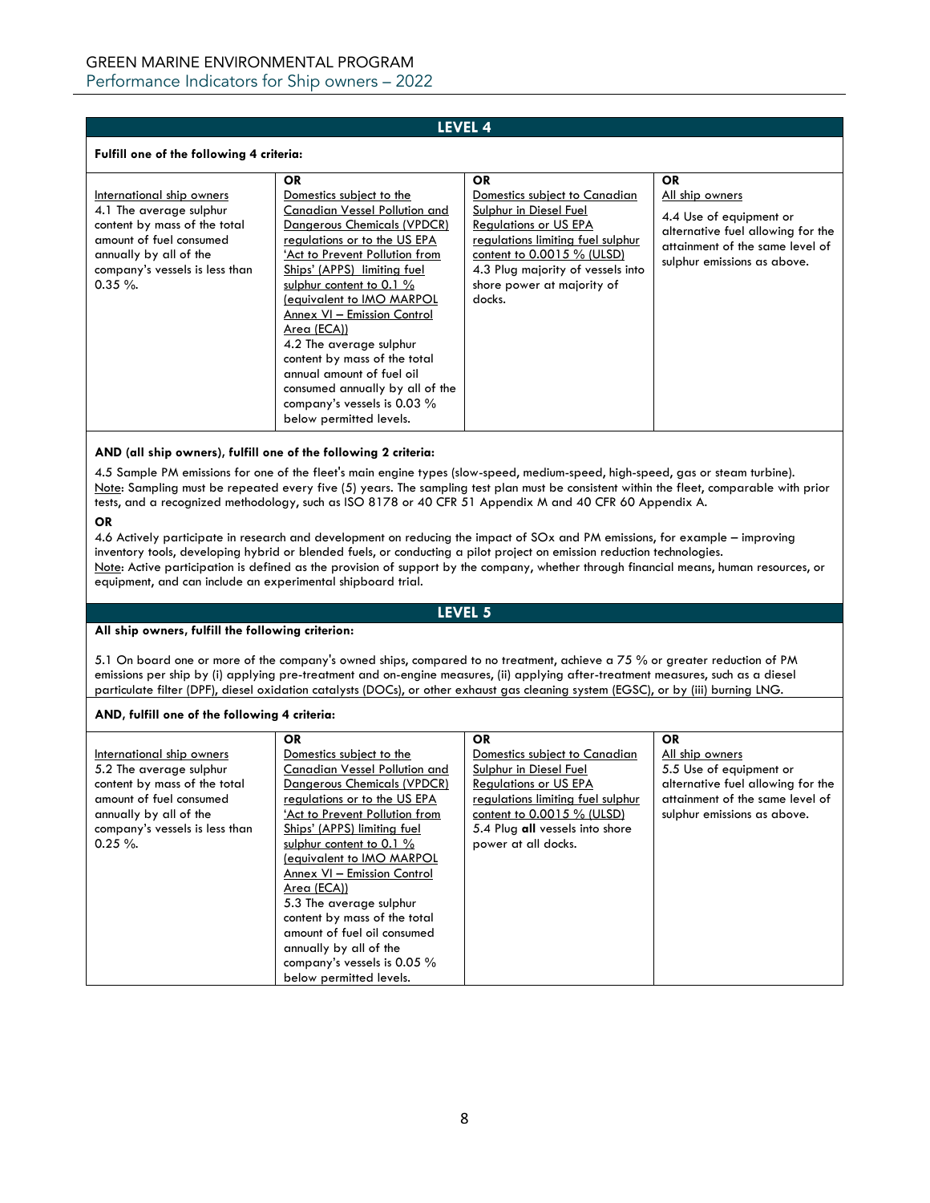## LEVEL 4

**Fulfill one of the following 4 criteria:**

| | OR | OR | OR |
|---|---|---|---|
| International ship owners<br>4.1 The average sulphur content by mass of the total amount of fuel consumed annually by all of the company's vessels is less than 0.35 %. | Domestics subject to the Canadian Vessel Pollution and Dangerous Chemicals (VPDCR) regulations or to the US EPA 'Act to Prevent Pollution from Ships' (APPS) limiting fuel sulphur content to 0.1 % (equivalent to IMO MARPOL Annex VI – Emission Control Area (ECA))<br>4.2 The average sulphur content by mass of the total annual amount of fuel oil consumed annually by all of the company's vessels is 0.03 % below permitted levels. | Domestics subject to Canadian Sulphur in Diesel Fuel Regulations or US EPA regulations limiting fuel sulphur content to 0.0015 % (ULSD)<br>4.3 Plug majority of vessels into shore power at majority of docks. | All ship owners<br>4.4 Use of equipment or alternative fuel allowing for the attainment of the same level of sulphur emissions as above. |

**AND (all ship owners), fulfill one of the following 2 criteria:**

4.5 Sample PM emissions for one of the fleet's main engine types (slow-speed, medium-speed, high-speed, gas or steam turbine).
Note: Sampling must be repeated every five (5) years. The sampling test plan must be consistent within the fleet, comparable with prior tests, and a recognized methodology, such as ISO 8178 or 40 CFR 51 Appendix M and 40 CFR 60 Appendix A.

**OR**

4.6 Actively participate in research and development on reducing the impact of SOx and PM emissions, for example – improving inventory tools, developing hybrid or blended fuels, or conducting a pilot project on emission reduction technologies.
Note: Active participation is defined as the provision of support by the company, whether through financial means, human resources, or equipment, and can include an experimental shipboard trial.

## LEVEL 5

**All ship owners, fulfill the following criterion:**

5.1 On board one or more of the company's owned ships, compared to no treatment, achieve a 75 % or greater reduction of PM emissions per ship by (i) applying pre-treatment and on-engine measures, (ii) applying after-treatment measures, such as a diesel particulate filter (DPF), diesel oxidation catalysts (DOCs), or other exhaust gas cleaning system (EGSC), or by (iii) burning LNG.

**AND, fulfill one of the following 4 criteria:**

| | OR | OR | OR |
|---|---|---|---|
| International ship owners<br>5.2 The average sulphur content by mass of the total amount of fuel consumed annually by all of the company's vessels is less than 0.25 %. | Domestics subject to the Canadian Vessel Pollution and Dangerous Chemicals (VPDCR) regulations or to the US EPA 'Act to Prevent Pollution from Ships' (APPS) limiting fuel sulphur content to 0.1 % (equivalent to IMO MARPOL Annex VI – Emission Control Area (ECA))<br>5.3 The average sulphur content by mass of the total amount of fuel oil consumed annually by all of the company's vessels is 0.05 % below permitted levels. | Domestics subject to Canadian Sulphur in Diesel Fuel Regulations or US EPA regulations limiting fuel sulphur content to 0.0015 % (ULSD)<br>5.4 Plug **all** vessels into shore power at all docks. | All ship owners<br>5.5 Use of equipment or alternative fuel allowing for the attainment of the same level of sulphur emissions as above. |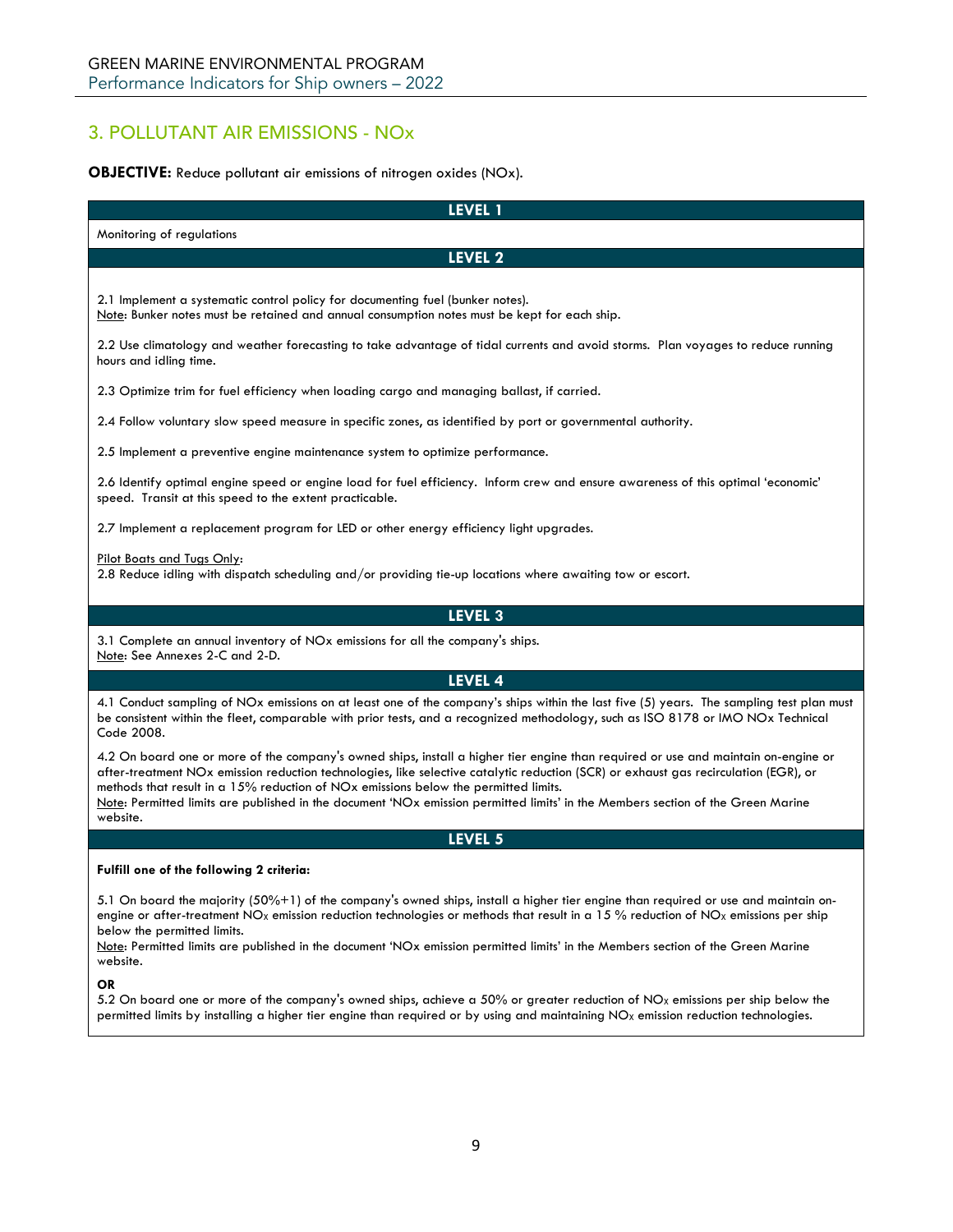## 3. POLLUTANT AIR EMISSIONS - NOx

**OBJECTIVE:** Reduce pollutant air emissions of nitrogen oxides (NOx).

### LEVEL 1

Monitoring of regulations

### LEVEL 2

2.1 Implement a systematic control policy for documenting fuel (bunker notes).
Note: Bunker notes must be retained and annual consumption notes must be kept for each ship.

2.2 Use climatology and weather forecasting to take advantage of tidal currents and avoid storms. Plan voyages to reduce running hours and idling time.

2.3 Optimize trim for fuel efficiency when loading cargo and managing ballast, if carried.

2.4 Follow voluntary slow speed measure in specific zones, as identified by port or governmental authority.

2.5 Implement a preventive engine maintenance system to optimize performance.

2.6 Identify optimal engine speed or engine load for fuel efficiency. Inform crew and ensure awareness of this optimal 'economic' speed. Transit at this speed to the extent practicable.

2.7 Implement a replacement program for LED or other energy efficiency light upgrades.

Pilot Boats and Tugs Only:
2.8 Reduce idling with dispatch scheduling and/or providing tie-up locations where awaiting tow or escort.

### LEVEL 3

3.1 Complete an annual inventory of NOx emissions for all the company's ships.
Note: See Annexes 2-C and 2-D.

### LEVEL 4

4.1 Conduct sampling of NOx emissions on at least one of the company's ships within the last five (5) years. The sampling test plan must be consistent within the fleet, comparable with prior tests, and a recognized methodology, such as ISO 8178 or IMO NOx Technical Code 2008.

4.2 On board one or more of the company's owned ships, install a higher tier engine than required or use and maintain on-engine or after-treatment NOx emission reduction technologies, like selective catalytic reduction (SCR) or exhaust gas recirculation (EGR), or methods that result in a 15% reduction of NOx emissions below the permitted limits.
Note: Permitted limits are published in the document 'NOx emission permitted limits' in the Members section of the Green Marine website.

### LEVEL 5

**Fulfill one of the following 2 criteria:**

5.1 On board the majority (50%+1) of the company's owned ships, install a higher tier engine than required or use and maintain on-engine or after-treatment $NO_X$ emission reduction technologies or methods that result in a 15 % reduction of $NO_X$ emissions per ship below the permitted limits.
Note: Permitted limits are published in the document 'NOx emission permitted limits' in the Members section of the Green Marine website.

**OR**
5.2 On board one or more of the company's owned ships, achieve a 50% or greater reduction of $NO_X$ emissions per ship below the permitted limits by installing a higher tier engine than required or by using and maintaining $NO_X$ emission reduction technologies.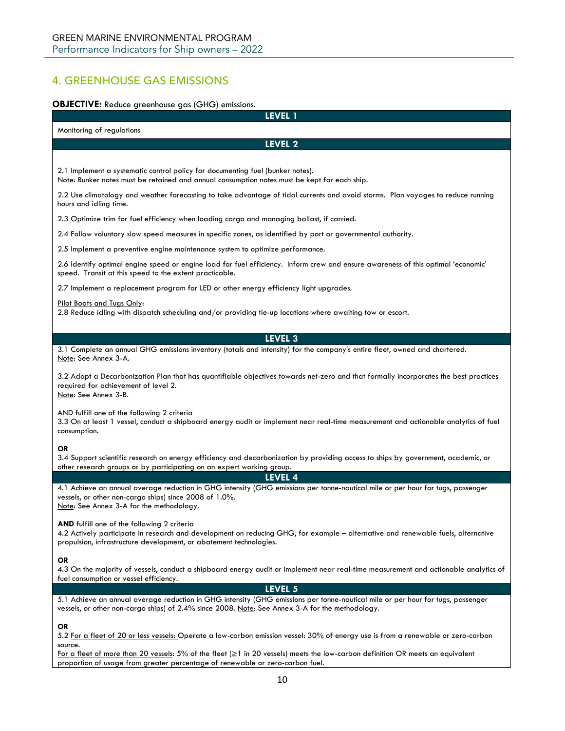## 4. GREENHOUSE GAS EMISSIONS

**OBJECTIVE:** Reduce greenhouse gas (GHG) emissions.

### LEVEL 1

Monitoring of regulations

### LEVEL 2

2.1 Implement a systematic control policy for documenting fuel (bunker notes).
Note: Bunker notes must be retained and annual consumption notes must be kept for each ship.

2.2 Use climatology and weather forecasting to take advantage of tidal currents and avoid storms. Plan voyages to reduce running hours and idling time.

2.3 Optimize trim for fuel efficiency when loading cargo and managing ballast, if carried.

2.4 Follow voluntary slow speed measures in specific zones, as identified by port or governmental authority.

2.5 Implement a preventive engine maintenance system to optimize performance.

2.6 Identify optimal engine speed or engine load for fuel efficiency. Inform crew and ensure awareness of this optimal 'economic' speed. Transit at this speed to the extent practicable.

2.7 Implement a replacement program for LED or other energy efficiency light upgrades.

Pilot Boats and Tugs Only:
2.8 Reduce idling with dispatch scheduling and/or providing tie-up locations where awaiting tow or escort.

### LEVEL 3

3.1 Complete an annual GHG emissions inventory (totals and intensity) for the company's entire fleet, owned and chartered.
Note: See Annex 3-A.

3.2 Adopt a Decarbonization Plan that has quantifiable objectives towards net-zero and that formally incorporates the best practices required for achievement of level 2.
Note: See Annex 3-B.

AND fulfill one of the following 2 criteria
3.3 On at least 1 vessel, conduct a shipboard energy audit or implement near real-time measurement and actionable analytics of fuel consumption.

**OR**
3.4 Support scientific research on energy efficiency and decarbonization by providing access to ships by government, academic, or other research groups or by participating on an expert working group.

### LEVEL 4

4.1 Achieve an annual average reduction in GHG intensity (GHG emissions per tonne-nautical mile or per hour for tugs, passenger vessels, or other non-cargo ships) since 2008 of 1.0%.
Note: See Annex 3-A for the methodology.

**AND** fulfill one of the following 2 criteria
4.2 Actively participate in research and development on reducing GHG, for example – alternative and renewable fuels, alternative propulsion, infrastructure development, or abatement technologies.

**OR**
4.3 On the majority of vessels, conduct a shipboard energy audit or implement near real-time measurement and actionable analytics of fuel consumption or vessel efficiency.

### LEVEL 5

5.1 Achieve an annual average reduction in GHG intensity (GHG emissions per tonne-nautical mile or per hour for tugs, passenger vessels, or other non-cargo ships) of 2.4% since 2008. Note: See Annex 3-A for the methodology.

**OR**
5.2 For a fleet of 20 or less vessels: Operate a low-carbon emission vessel: 30% of energy use is from a renewable or zero-carbon source.
For a fleet of more than 20 vessels: 5% of the fleet (≥1 in 20 vessels) meets the low-carbon definition OR meets an equivalent proportion of usage from greater percentage of renewable or zero-carbon fuel.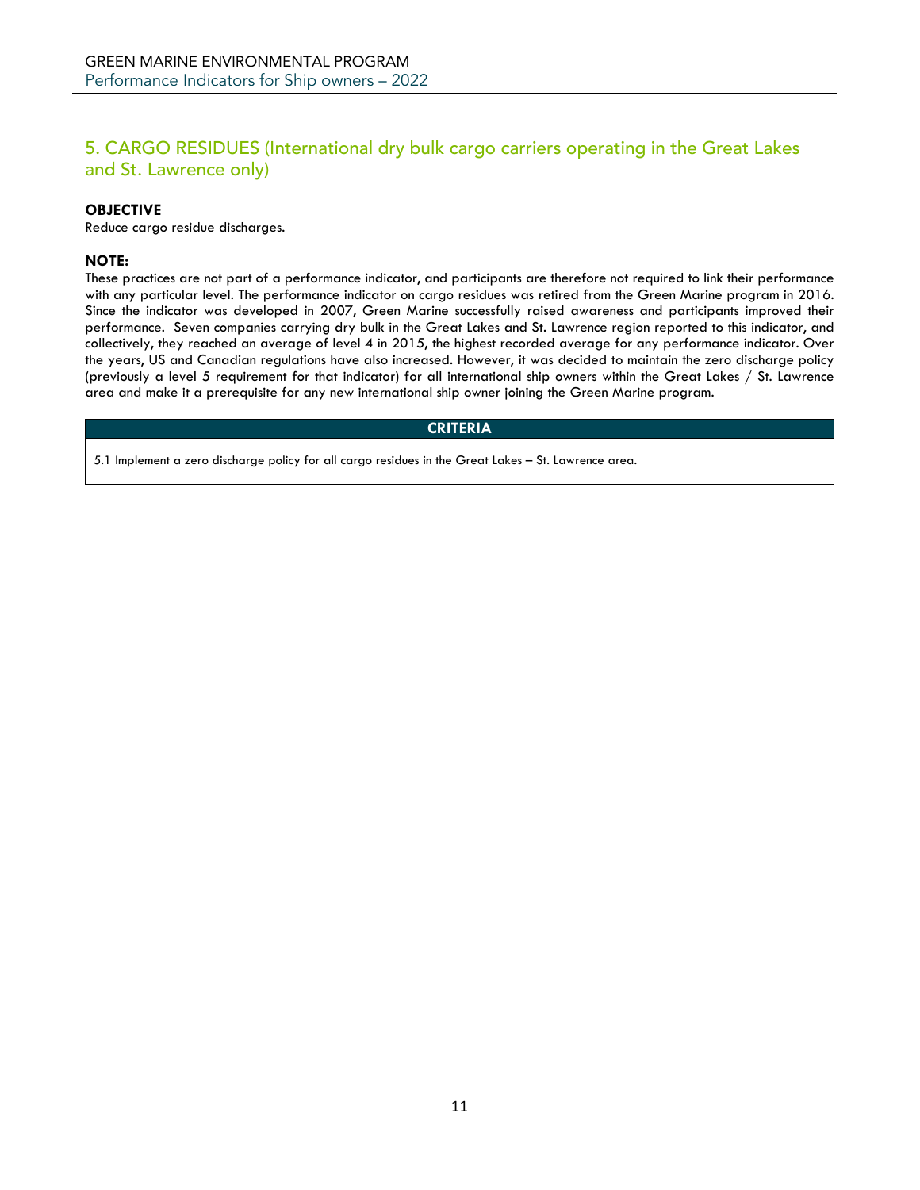## 5. CARGO RESIDUES (International dry bulk cargo carriers operating in the Great Lakes and St. Lawrence only)

**OBJECTIVE**

Reduce cargo residue discharges.

**NOTE:**

These practices are not part of a performance indicator, and participants are therefore not required to link their performance with any particular level. The performance indicator on cargo residues was retired from the Green Marine program in 2016. Since the indicator was developed in 2007, Green Marine successfully raised awareness and participants improved their performance. Seven companies carrying dry bulk in the Great Lakes and St. Lawrence region reported to this indicator, and collectively, they reached an average of level 4 in 2015, the highest recorded average for any performance indicator. Over the years, US and Canadian regulations have also increased. However, it was decided to maintain the zero discharge policy (previously a level 5 requirement for that indicator) for all international ship owners within the Great Lakes / St. Lawrence area and make it a prerequisite for any new international ship owner joining the Green Marine program.

| CRITERIA |
| --- |
| 5.1 Implement a zero discharge policy for all cargo residues in the Great Lakes – St. Lawrence area. |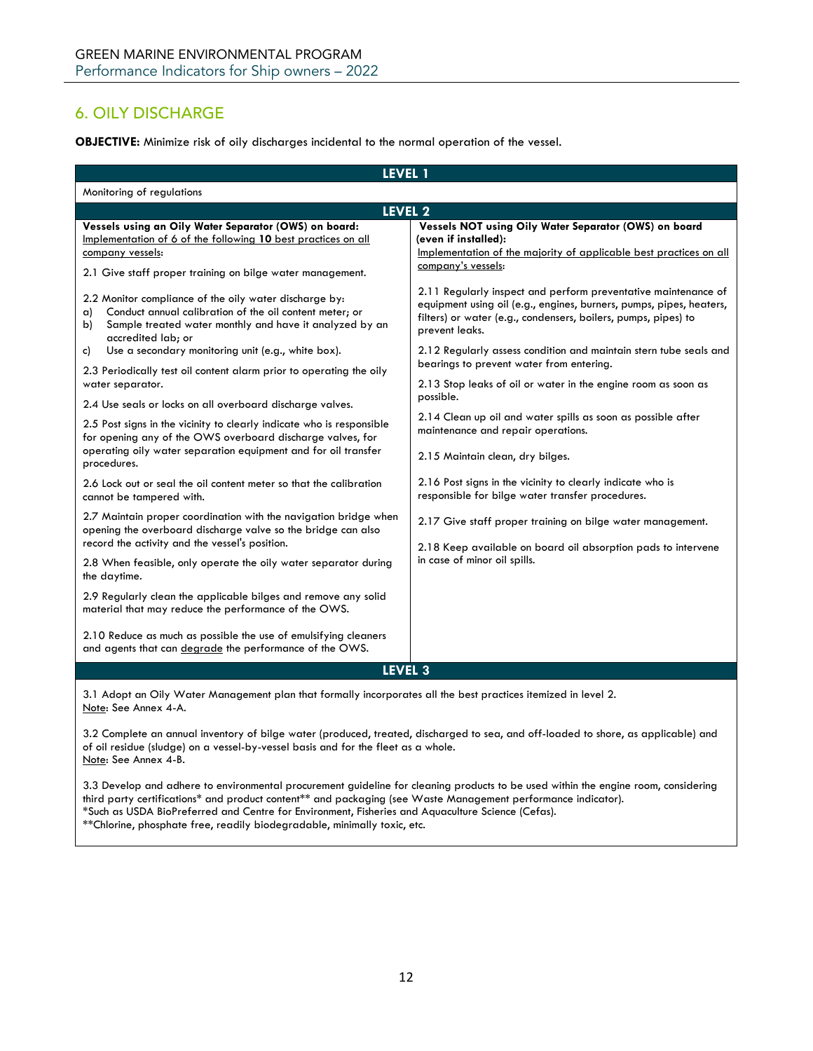# 6. OILY DISCHARGE

**OBJECTIVE:** Minimize risk of oily discharges incidental to the normal operation of the vessel.

## LEVEL 1

Monitoring of regulations

## LEVEL 2

**Vessels using an Oily Water Separator (OWS) on board:**
Implementation of 6 of the following **10** best practices on all company vessels:

2.1 Give staff proper training on bilge water management.

2.2 Monitor compliance of the oily water discharge by:

a) Conduct annual calibration of the oil content meter; or
b) Sample treated water monthly and have it analyzed by an accredited lab; or
c) Use a secondary monitoring unit (e.g., white box).

2.3 Periodically test oil content alarm prior to operating the oily water separator.

2.4 Use seals or locks on all overboard discharge valves.

2.5 Post signs in the vicinity to clearly indicate who is responsible for opening any of the OWS overboard discharge valves, for operating oily water separation equipment and for oil transfer procedures.

2.6 Lock out or seal the oil content meter so that the calibration cannot be tampered with.

2.7 Maintain proper coordination with the navigation bridge when opening the overboard discharge valve so the bridge can also record the activity and the vessel's position.

2.8 When feasible, only operate the oily water separator during the daytime.

2.9 Regularly clean the applicable bilges and remove any solid material that may reduce the performance of the OWS.

2.10 Reduce as much as possible the use of emulsifying cleaners and agents that can degrade the performance of the OWS.

**Vessels NOT using Oily Water Separator (OWS) on board (even if installed):**
Implementation of the majority of applicable best practices on all company's vessels:

2.11 Regularly inspect and perform preventative maintenance of equipment using oil (e.g., engines, burners, pumps, pipes, heaters, filters) or water (e.g., condensers, boilers, pumps, pipes) to prevent leaks.

2.12 Regularly assess condition and maintain stern tube seals and bearings to prevent water from entering.

2.13 Stop leaks of oil or water in the engine room as soon as possible.

2.14 Clean up oil and water spills as soon as possible after maintenance and repair operations.

2.15 Maintain clean, dry bilges.

2.16 Post signs in the vicinity to clearly indicate who is responsible for bilge water transfer procedures.

2.17 Give staff proper training on bilge water management.

2.18 Keep available on board oil absorption pads to intervene in case of minor oil spills.

## LEVEL 3

3.1 Adopt an Oily Water Management plan that formally incorporates all the best practices itemized in level 2.
Note: See Annex 4-A.

3.2 Complete an annual inventory of bilge water (produced, treated, discharged to sea, and off-loaded to shore, as applicable) and of oil residue (sludge) on a vessel-by-vessel basis and for the fleet as a whole.
Note: See Annex 4-B.

3.3 Develop and adhere to environmental procurement guideline for cleaning products to be used within the engine room, considering third party certifications* and product content** and packaging (see Waste Management performance indicator).
*Such as USDA BioPreferred and Centre for Environment, Fisheries and Aquaculture Science (Cefas).
**Chlorine, phosphate free, readily biodegradable, minimally toxic, etc.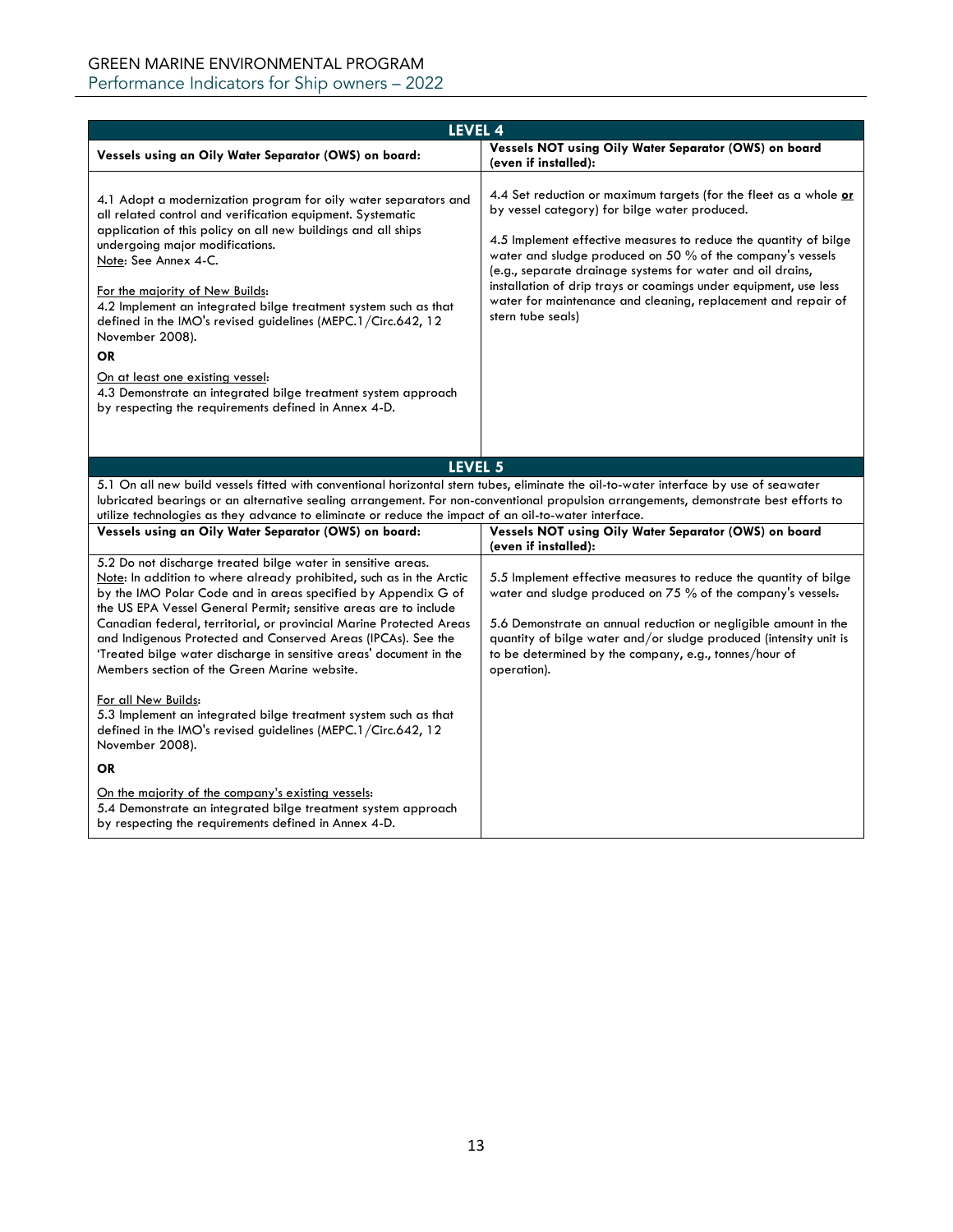| LEVEL 4 | |
|---|---|
| **Vessels using an Oily Water Separator (OWS) on board:** | **Vessels NOT using Oily Water Separator (OWS) on board (even if installed):** |
| 4.1 Adopt a modernization program for oily water separators and all related control and verification equipment. Systematic application of this policy on all new buildings and all ships undergoing major modifications.<br>Note: See Annex 4-C.<br><br>For the majority of New Builds:<br>4.2 Implement an integrated bilge treatment system such as that defined in the IMO's revised guidelines (MEPC.1/Circ.642, 12 November 2008).<br>**OR**<br>On at least one existing vessel:<br>4.3 Demonstrate an integrated bilge treatment system approach by respecting the requirements defined in Annex 4-D. | 4.4 Set reduction or maximum targets (for the fleet as a whole **or** by vessel category) for bilge water produced.<br><br>4.5 Implement effective measures to reduce the quantity of bilge water and sludge produced on 50 % of the company's vessels (e.g., separate drainage systems for water and oil drains, installation of drip trays or coamings under equipment, use less water for maintenance and cleaning, replacement and repair of stern tube seals) |

| LEVEL 5 | |
|---|---|
| 5.1 On all new build vessels fitted with conventional horizontal stern tubes, eliminate the oil-to-water interface by use of seawater lubricated bearings or an alternative sealing arrangement. For non-conventional propulsion arrangements, demonstrate best efforts to utilize technologies as they advance to eliminate or reduce the impact of an oil-to-water interface. | |
| **Vessels using an Oily Water Separator (OWS) on board:** | **Vessels NOT using Oily Water Separator (OWS) on board (even if installed):** |
| 5.2 Do not discharge treated bilge water in sensitive areas.<br>Note: In addition to where already prohibited, such as in the Arctic by the IMO Polar Code and in areas specified by Appendix G of the US EPA Vessel General Permit; sensitive areas are to include Canadian federal, territorial, or provincial Marine Protected Areas and Indigenous Protected and Conserved Areas (IPCAs). See the 'Treated bilge water discharge in sensitive areas' document in the Members section of the Green Marine website.<br><br>For all New Builds:<br>5.3 Implement an integrated bilge treatment system such as that defined in the IMO's revised guidelines (MEPC.1/Circ.642, 12 November 2008).<br>**OR**<br>On the majority of the company's existing vessels:<br>5.4 Demonstrate an integrated bilge treatment system approach by respecting the requirements defined in Annex 4-D. | 5.5 Implement effective measures to reduce the quantity of bilge water and sludge produced on 75 % of the company's vessels.<br><br>5.6 Demonstrate an annual reduction or negligible amount in the quantity of bilge water and/or sludge produced (intensity unit is to be determined by the company, e.g., tonnes/hour of operation). |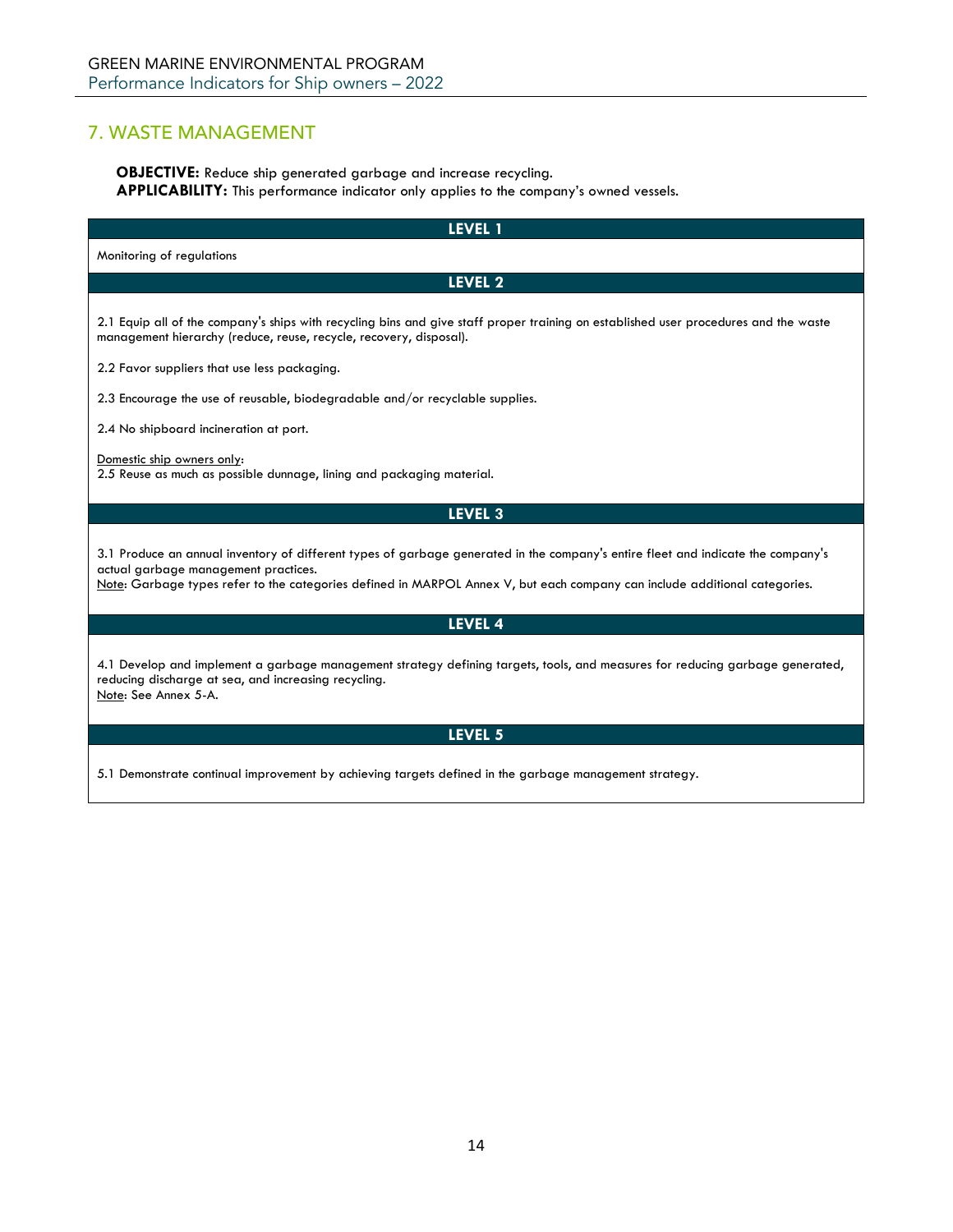## 7. WASTE MANAGEMENT

**OBJECTIVE:** Reduce ship generated garbage and increase recycling.
**APPLICABILITY:** This performance indicator only applies to the company's owned vessels.

### LEVEL 1

Monitoring of regulations

### LEVEL 2

2.1 Equip all of the company's ships with recycling bins and give staff proper training on established user procedures and the waste management hierarchy (reduce, reuse, recycle, recovery, disposal).

2.2 Favor suppliers that use less packaging.

2.3 Encourage the use of reusable, biodegradable and/or recyclable supplies.

2.4 No shipboard incineration at port.

Domestic ship owners only:
2.5 Reuse as much as possible dunnage, lining and packaging material.

### LEVEL 3

3.1 Produce an annual inventory of different types of garbage generated in the company's entire fleet and indicate the company's actual garbage management practices.
Note: Garbage types refer to the categories defined in MARPOL Annex V, but each company can include additional categories.

### LEVEL 4

4.1 Develop and implement a garbage management strategy defining targets, tools, and measures for reducing garbage generated, reducing discharge at sea, and increasing recycling.
Note: See Annex 5-A.

### LEVEL 5

5.1 Demonstrate continual improvement by achieving targets defined in the garbage management strategy.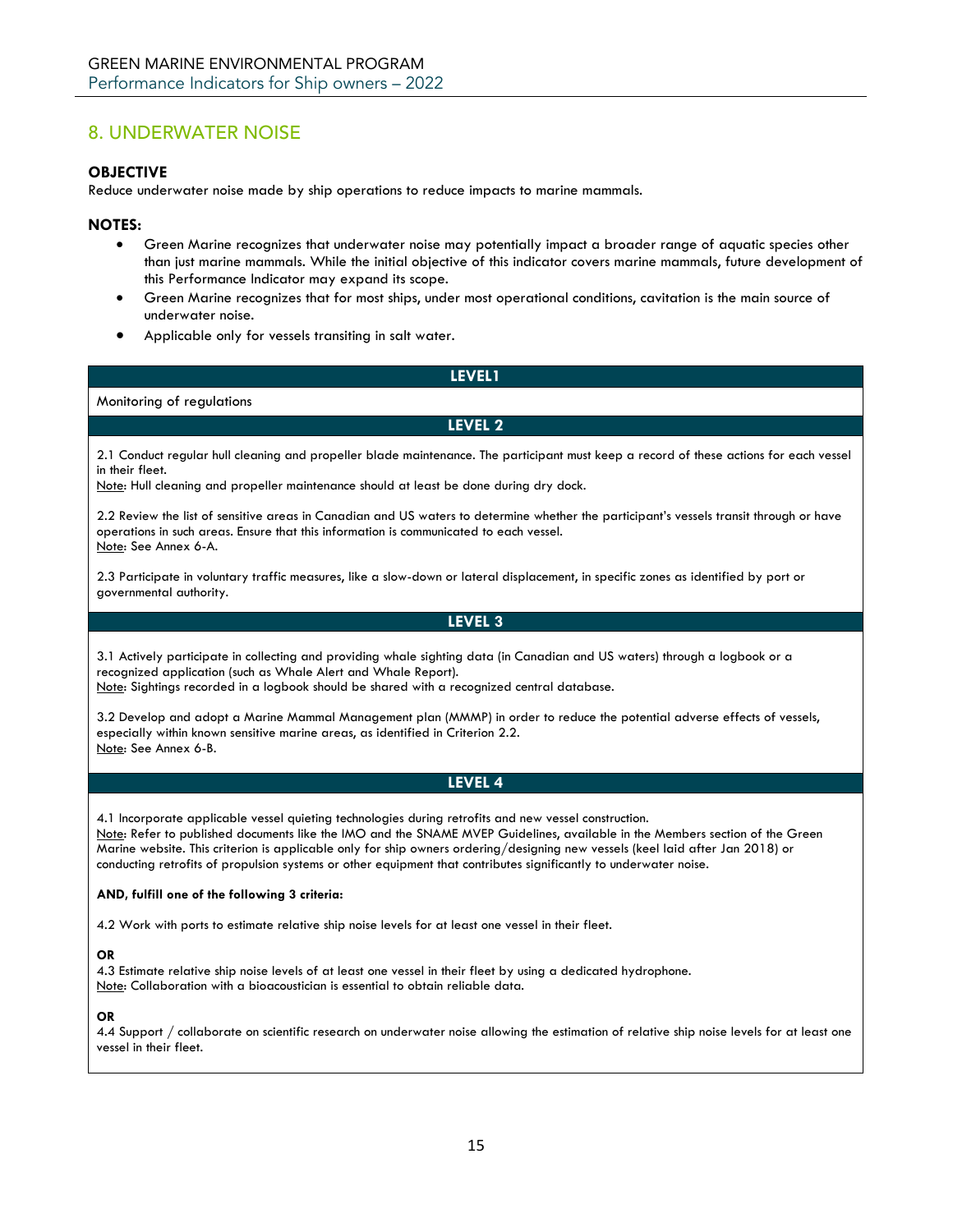## 8. UNDERWATER NOISE

**OBJECTIVE**

Reduce underwater noise made by ship operations to reduce impacts to marine mammals.

**NOTES:**

- Green Marine recognizes that underwater noise may potentially impact a broader range of aquatic species other than just marine mammals. While the initial objective of this indicator covers marine mammals, future development of this Performance Indicator may expand its scope.
- Green Marine recognizes that for most ships, under most operational conditions, cavitation is the main source of underwater noise.
- Applicable only for vessels transiting in salt water.

| LEVEL1 |
|---|
| Monitoring of regulations |
| **LEVEL 2** |
| 2.1 Conduct regular hull cleaning and propeller blade maintenance. The participant must keep a record of these actions for each vessel in their fleet.<br>Note: Hull cleaning and propeller maintenance should at least be done during dry dock.<br><br>2.2 Review the list of sensitive areas in Canadian and US waters to determine whether the participant's vessels transit through or have operations in such areas. Ensure that this information is communicated to each vessel.<br>Note: See Annex 6-A.<br><br>2.3 Participate in voluntary traffic measures, like a slow-down or lateral displacement, in specific zones as identified by port or governmental authority. |
| **LEVEL 3** |
| 3.1 Actively participate in collecting and providing whale sighting data (in Canadian and US waters) through a logbook or a recognized application (such as Whale Alert and Whale Report).<br>Note: Sightings recorded in a logbook should be shared with a recognized central database.<br><br>3.2 Develop and adopt a Marine Mammal Management plan (MMMP) in order to reduce the potential adverse effects of vessels, especially within known sensitive marine areas, as identified in Criterion 2.2.<br>Note: See Annex 6-B. |
| **LEVEL 4** |
| 4.1 Incorporate applicable vessel quieting technologies during retrofits and new vessel construction.<br>Note: Refer to published documents like the IMO and the SNAME MVEP Guidelines, available in the Members section of the Green Marine website. This criterion is applicable only for ship owners ordering/designing new vessels (keel laid after Jan 2018) or conducting retrofits of propulsion systems or other equipment that contributes significantly to underwater noise.<br><br>**AND, fulfill one of the following 3 criteria:**<br><br>4.2 Work with ports to estimate relative ship noise levels for at least one vessel in their fleet.<br><br>**OR**<br>4.3 Estimate relative ship noise levels of at least one vessel in their fleet by using a dedicated hydrophone.<br>Note: Collaboration with a bioacoustician is essential to obtain reliable data.<br><br>**OR**<br>4.4 Support / collaborate on scientific research on underwater noise allowing the estimation of relative ship noise levels for at least one vessel in their fleet. |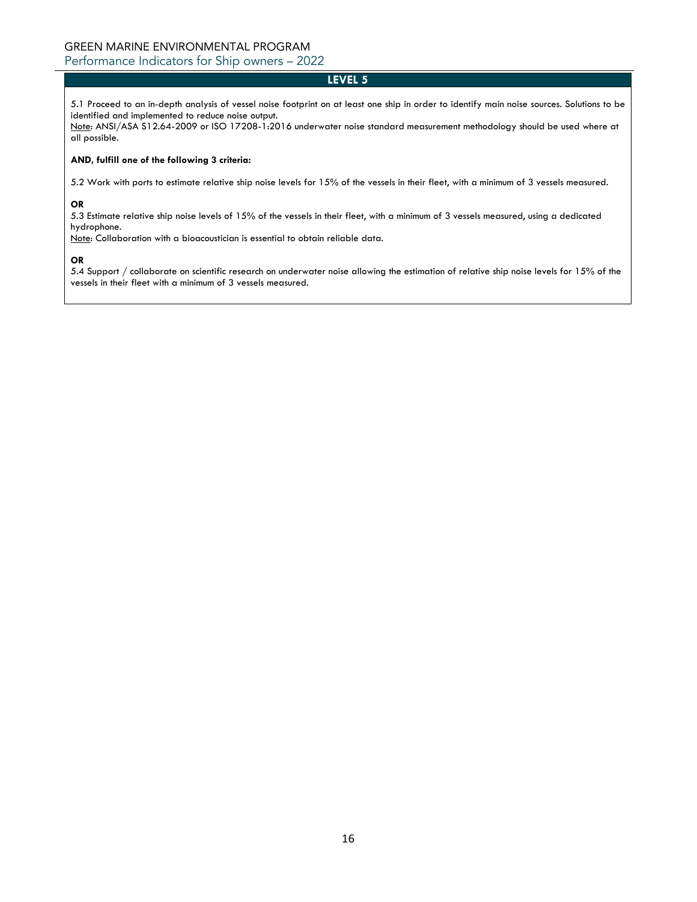## LEVEL 5

5.1 Proceed to an in-depth analysis of vessel noise footprint on at least one ship in order to identify main noise sources. Solutions to be identified and implemented to reduce noise output.
Note: ANSI/ASA S12.64-2009 or ISO 17208-1:2016 underwater noise standard measurement methodology should be used where at all possible.

**AND, fulfill one of the following 3 criteria:**

5.2 Work with ports to estimate relative ship noise levels for 15% of the vessels in their fleet, with a minimum of 3 vessels measured.

**OR**
5.3 Estimate relative ship noise levels of 15% of the vessels in their fleet, with a minimum of 3 vessels measured, using a dedicated hydrophone.
Note: Collaboration with a bioacoustician is essential to obtain reliable data.

**OR**
5.4 Support / collaborate on scientific research on underwater noise allowing the estimation of relative ship noise levels for 15% of the vessels in their fleet with a minimum of 3 vessels measured.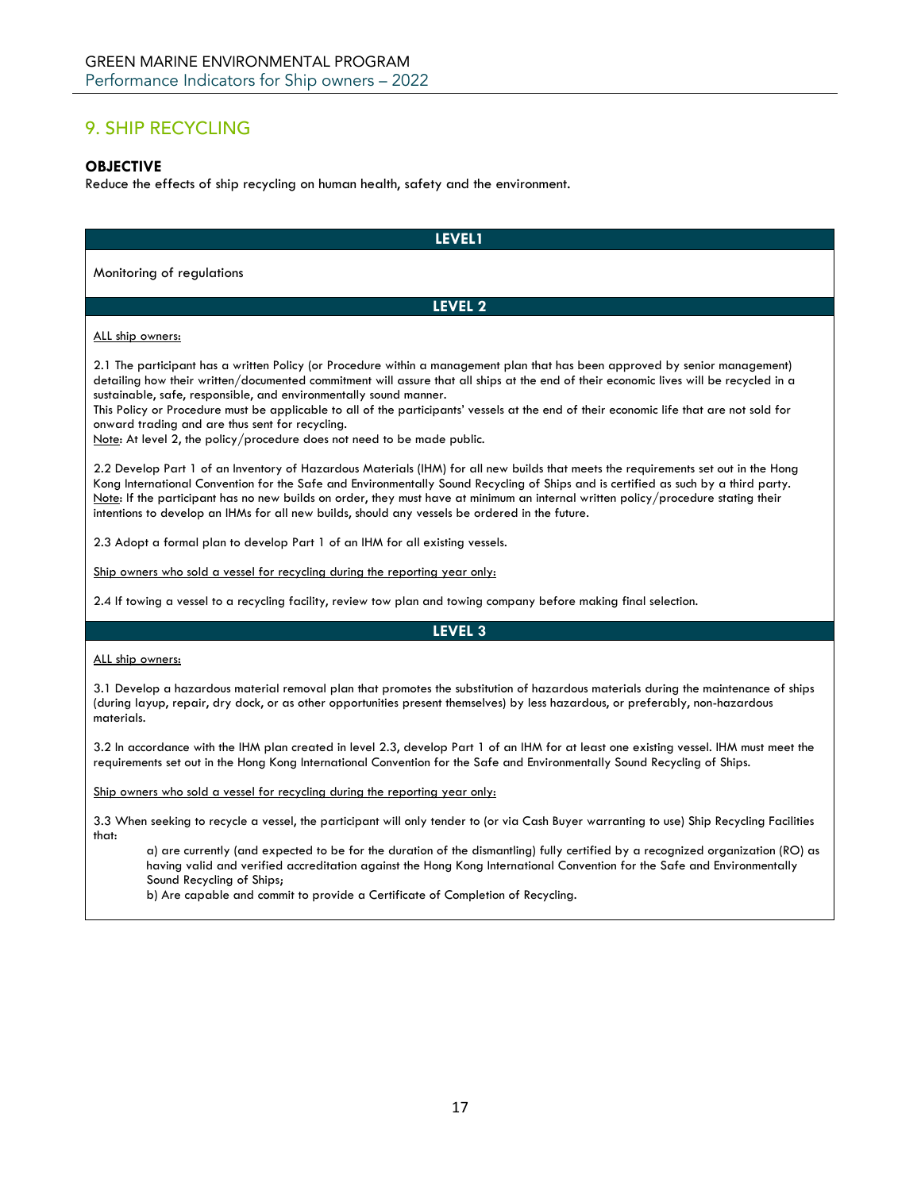## 9. SHIP RECYCLING

**OBJECTIVE**

Reduce the effects of ship recycling on human health, safety and the environment.

### LEVEL1

Monitoring of regulations

### LEVEL 2

ALL ship owners:

2.1 The participant has a written Policy (or Procedure within a management plan that has been approved by senior management) detailing how their written/documented commitment will assure that all ships at the end of their economic lives will be recycled in a sustainable, safe, responsible, and environmentally sound manner.
This Policy or Procedure must be applicable to all of the participants' vessels at the end of their economic life that are not sold for onward trading and are thus sent for recycling.
Note: At level 2, the policy/procedure does not need to be made public.

2.2 Develop Part 1 of an Inventory of Hazardous Materials (IHM) for all new builds that meets the requirements set out in the Hong Kong International Convention for the Safe and Environmentally Sound Recycling of Ships and is certified as such by a third party.
Note: If the participant has no new builds on order, they must have at minimum an internal written policy/procedure stating their intentions to develop an IHMs for all new builds, should any vessels be ordered in the future.

2.3 Adopt a formal plan to develop Part 1 of an IHM for all existing vessels.

Ship owners who sold a vessel for recycling during the reporting year only:

2.4 If towing a vessel to a recycling facility, review tow plan and towing company before making final selection.

### LEVEL 3

ALL ship owners:

3.1 Develop a hazardous material removal plan that promotes the substitution of hazardous materials during the maintenance of ships (during layup, repair, dry dock, or as other opportunities present themselves) by less hazardous, or preferably, non-hazardous materials.

3.2 In accordance with the IHM plan created in level 2.3, develop Part 1 of an IHM for at least one existing vessel. IHM must meet the requirements set out in the Hong Kong International Convention for the Safe and Environmentally Sound Recycling of Ships.

Ship owners who sold a vessel for recycling during the reporting year only:

3.3 When seeking to recycle a vessel, the participant will only tender to (or via Cash Buyer warranting to use) Ship Recycling Facilities that:

a) are currently (and expected to be for the duration of the dismantling) fully certified by a recognized organization (RO) as having valid and verified accreditation against the Hong Kong International Convention for the Safe and Environmentally Sound Recycling of Ships;

b) Are capable and commit to provide a Certificate of Completion of Recycling.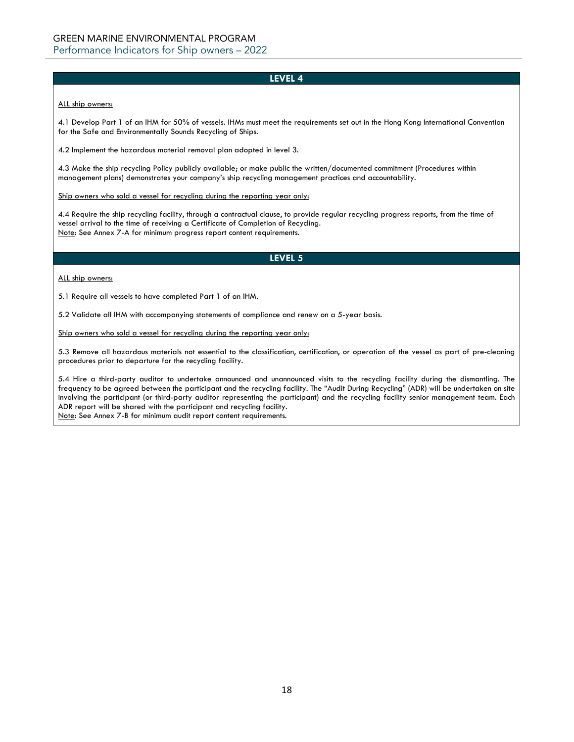## LEVEL 4

ALL ship owners:

4.1 Develop Part 1 of an IHM for 50% of vessels. IHMs must meet the requirements set out in the Hong Kong International Convention for the Safe and Environmentally Sounds Recycling of Ships.

4.2 Implement the hazardous material removal plan adopted in level 3.

4.3 Make the ship recycling Policy publicly available; or make public the written/documented commitment (Procedures within management plans) demonstrates your company's ship recycling management practices and accountability.

Ship owners who sold a vessel for recycling during the reporting year only:

4.4 Require the ship recycling facility, through a contractual clause, to provide regular recycling progress reports, from the time of vessel arrival to the time of receiving a Certificate of Completion of Recycling.
Note: See Annex 7-A for minimum progress report content requirements.

## LEVEL 5

ALL ship owners:

5.1 Require all vessels to have completed Part 1 of an IHM.

5.2 Validate all IHM with accompanying statements of compliance and renew on a 5-year basis.

Ship owners who sold a vessel for recycling during the reporting year only:

5.3 Remove all hazardous materials not essential to the classification, certification, or operation of the vessel as part of pre-cleaning procedures prior to departure for the recycling facility.

5.4 Hire a third-party auditor to undertake announced and unannounced visits to the recycling facility during the dismantling. The frequency to be agreed between the participant and the recycling facility. The "Audit During Recycling" (ADR) will be undertaken on site involving the participant (or third-party auditor representing the participant) and the recycling facility senior management team. Each ADR report will be shared with the participant and recycling facility.
Note: See Annex 7-B for minimum audit report content requirements.